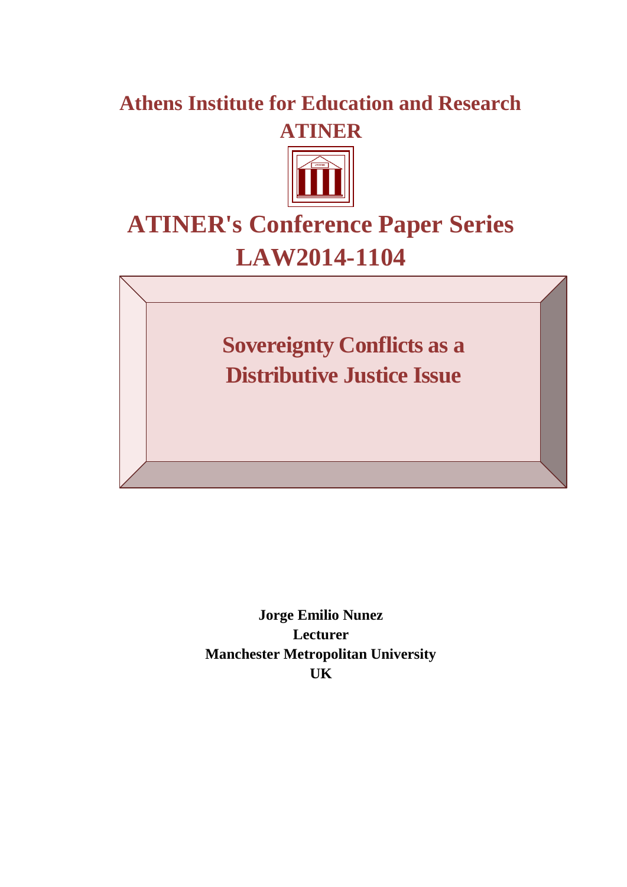# Athens Institute for Education and Research

# ATINER

# ATINER's Conference Paper Series LAW2014-1104

## Sovereignty Conflicts as a Distributive Justice Issue

**Jorge Emilio Nunez**
**Lecturer**
**Manchester Metropolitan University**
**UK**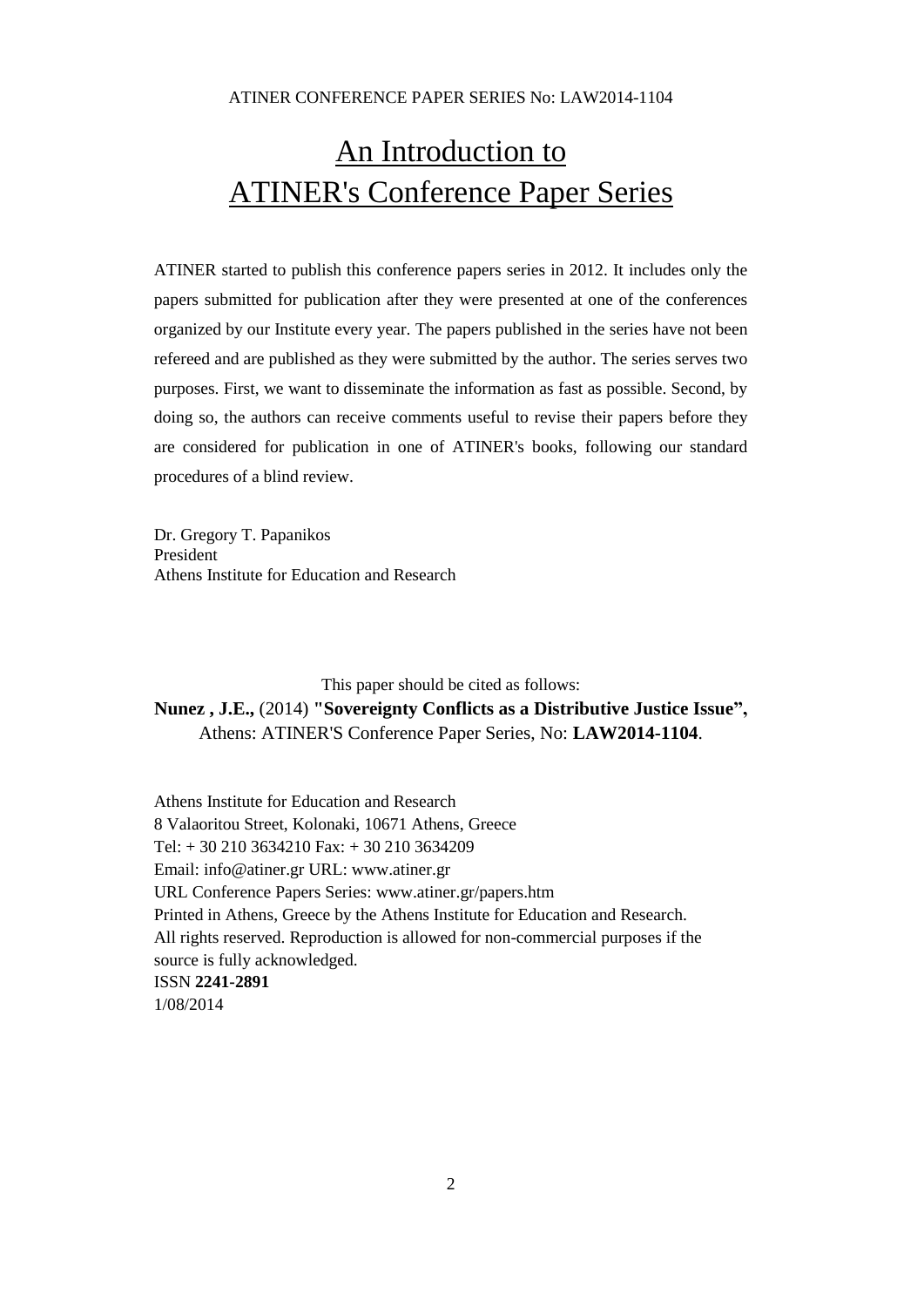# An Introduction to ATINER's Conference Paper Series

ATINER started to publish this conference papers series in 2012. It includes only the papers submitted for publication after they were presented at one of the conferences organized by our Institute every year. The papers published in the series have not been refereed and are published as they were submitted by the author. The series serves two purposes. First, we want to disseminate the information as fast as possible. Second, by doing so, the authors can receive comments useful to revise their papers before they are considered for publication in one of ATINER's books, following our standard procedures of a blind review.

Dr. Gregory T. Papanikos
President
Athens Institute for Education and Research

This paper should be cited as follows:

**Nunez , J.E.,** (2014) **"Sovereignty Conflicts as a Distributive Justice Issue",** Athens: ATINER'S Conference Paper Series, No: **LAW2014-1104**.

Athens Institute for Education and Research
8 Valaoritou Street, Kolonaki, 10671 Athens, Greece
Tel: + 30 210 3634210 Fax: + 30 210 3634209
Email: info@atiner.gr URL: www.atiner.gr
URL Conference Papers Series: www.atiner.gr/papers.htm
Printed in Athens, Greece by the Athens Institute for Education and Research.
All rights reserved. Reproduction is allowed for non-commercial purposes if the source is fully acknowledged.
ISSN **2241-2891**
1/08/2014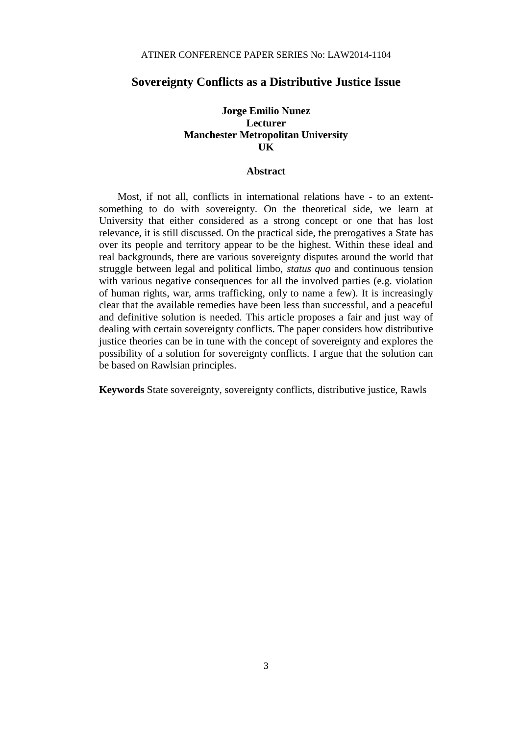# Sovereignty Conflicts as a Distributive Justice Issue

**Jorge Emilio Nunez**
**Lecturer**
**Manchester Metropolitan University**
**UK**

## Abstract

Most, if not all, conflicts in international relations have - to an extent- something to do with sovereignty. On the theoretical side, we learn at University that either considered as a strong concept or one that has lost relevance, it is still discussed. On the practical side, the prerogatives a State has over its people and territory appear to be the highest. Within these ideal and real backgrounds, there are various sovereignty disputes around the world that struggle between legal and political limbo, *status quo* and continuous tension with various negative consequences for all the involved parties (e.g. violation of human rights, war, arms trafficking, only to name a few). It is increasingly clear that the available remedies have been less than successful, and a peaceful and definitive solution is needed. This article proposes a fair and just way of dealing with certain sovereignty conflicts. The paper considers how distributive justice theories can be in tune with the concept of sovereignty and explores the possibility of a solution for sovereignty conflicts. I argue that the solution can be based on Rawlsian principles.

**Keywords** State sovereignty, sovereignty conflicts, distributive justice, Rawls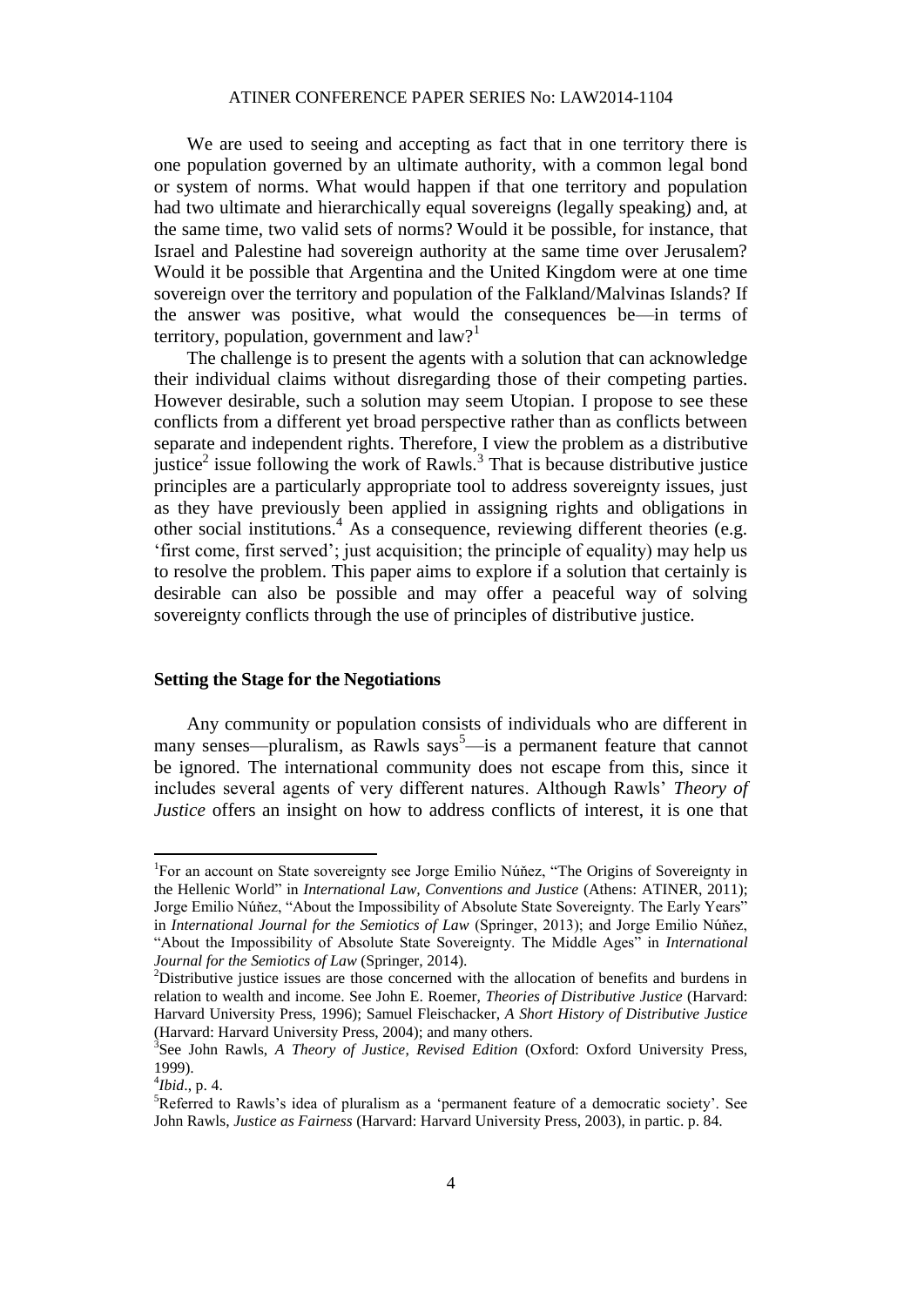We are used to seeing and accepting as fact that in one territory there is one population governed by an ultimate authority, with a common legal bond or system of norms. What would happen if that one territory and population had two ultimate and hierarchically equal sovereigns (legally speaking) and, at the same time, two valid sets of norms? Would it be possible, for instance, that Israel and Palestine had sovereign authority at the same time over Jerusalem? Would it be possible that Argentina and the United Kingdom were at one time sovereign over the territory and population of the Falkland/Malvinas Islands? If the answer was positive, what would the consequences be—in terms of territory, population, government and law?[1]

The challenge is to present the agents with a solution that can acknowledge their individual claims without disregarding those of their competing parties. However desirable, such a solution may seem Utopian. I propose to see these conflicts from a different yet broad perspective rather than as conflicts between separate and independent rights. Therefore, I view the problem as a distributive justice[2] issue following the work of Rawls.[3] That is because distributive justice principles are a particularly appropriate tool to address sovereignty issues, just as they have previously been applied in assigning rights and obligations in other social institutions.[4] As a consequence, reviewing different theories (e.g. 'first come, first served'; just acquisition; the principle of equality) may help us to resolve the problem. This paper aims to explore if a solution that certainly is desirable can also be possible and may offer a peaceful way of solving sovereignty conflicts through the use of principles of distributive justice.

## Setting the Stage for the Negotiations

Any community or population consists of individuals who are different in many senses—pluralism, as Rawls says[5]—is a permanent feature that cannot be ignored. The international community does not escape from this, since it includes several agents of very different natures. Although Rawls' *Theory of Justice* offers an insight on how to address conflicts of interest, it is one that

---

[1]For an account on State sovereignty see Jorge Emilio Núñez, "The Origins of Sovereignty in the Hellenic World" in *International Law, Conventions and Justice* (Athens: ATINER, 2011); Jorge Emilio Núñez, "About the Impossibility of Absolute State Sovereignty. The Early Years" in *International Journal for the Semiotics of Law* (Springer, 2013); and Jorge Emilio Núñez, "About the Impossibility of Absolute State Sovereignty. The Middle Ages" in *International Journal for the Semiotics of Law* (Springer, 2014).

[2]Distributive justice issues are those concerned with the allocation of benefits and burdens in relation to wealth and income. See John E. Roemer, *Theories of Distributive Justice* (Harvard: Harvard University Press, 1996); Samuel Fleischacker, *A Short History of Distributive Justice* (Harvard: Harvard University Press, 2004); and many others.

[3]See John Rawls, *A Theory of Justice, Revised Edition* (Oxford: Oxford University Press, 1999).

[4]*Ibid*., p. 4.

[5]Referred to Rawls's idea of pluralism as a 'permanent feature of a democratic society'. See John Rawls, *Justice as Fairness* (Harvard: Harvard University Press, 2003), in partic. p. 84.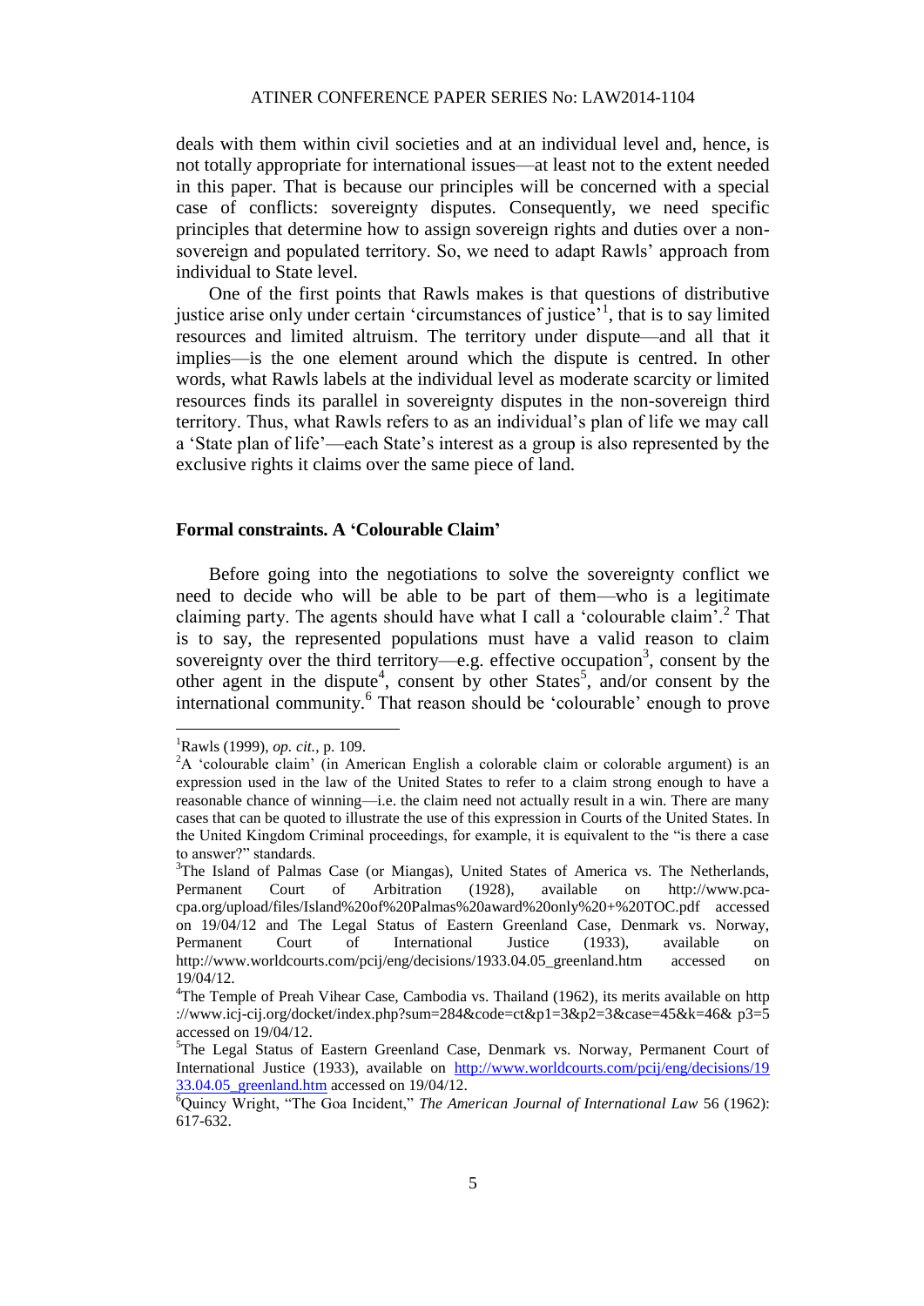deals with them within civil societies and at an individual level and, hence, is not totally appropriate for international issues—at least not to the extent needed in this paper. That is because our principles will be concerned with a special case of conflicts: sovereignty disputes. Consequently, we need specific principles that determine how to assign sovereign rights and duties over a non-sovereign and populated territory. So, we need to adapt Rawls' approach from individual to State level.

One of the first points that Rawls makes is that questions of distributive justice arise only under certain 'circumstances of justice'[1], that is to say limited resources and limited altruism. The territory under dispute—and all that it implies—is the one element around which the dispute is centred. In other words, what Rawls labels at the individual level as moderate scarcity or limited resources finds its parallel in sovereignty disputes in the non-sovereign third territory. Thus, what Rawls refers to as an individual's plan of life we may call a 'State plan of life'—each State's interest as a group is also represented by the exclusive rights it claims over the same piece of land.

## Formal constraints. A 'Colourable Claim'

Before going into the negotiations to solve the sovereignty conflict we need to decide who will be able to be part of them—who is a legitimate claiming party. The agents should have what I call a 'colourable claim'.[2] That is to say, the represented populations must have a valid reason to claim sovereignty over the third territory—e.g. effective occupation[3], consent by the other agent in the dispute[4], consent by other States[5], and/or consent by the international community.[6] That reason should be 'colourable' enough to prove

---

[1] Rawls (1999), *op. cit.*, p. 109.

[2] A 'colourable claim' (in American English a colorable claim or colorable argument) is an expression used in the law of the United States to refer to a claim strong enough to have a reasonable chance of winning—i.e. the claim need not actually result in a win. There are many cases that can be quoted to illustrate the use of this expression in Courts of the United States. In the United Kingdom Criminal proceedings, for example, it is equivalent to the "is there a case to answer?" standards.

[3] The Island of Palmas Case (or Miangas), United States of America vs. The Netherlands, Permanent Court of Arbitration (1928), available on http://www.pca-cpa.org/upload/files/Island%20of%20Palmas%20award%20only%20+%20TOC.pdf accessed on 19/04/12 and The Legal Status of Eastern Greenland Case, Denmark vs. Norway, Permanent Court of International Justice (1933), available on http://www.worldcourts.com/pcij/eng/decisions/1933.04.05_greenland.htm accessed on 19/04/12.

[4] The Temple of Preah Vihear Case, Cambodia vs. Thailand (1962), its merits available on http ://www.icj-cij.org/docket/index.php?sum=284&code=ct&p1=3&p2=3&case=45&k=46& p3=5 accessed on 19/04/12.

[5] The Legal Status of Eastern Greenland Case, Denmark vs. Norway, Permanent Court of International Justice (1933), available on http://www.worldcourts.com/pcij/eng/decisions/1933.04.05_greenland.htm accessed on 19/04/12.

[6] Quincy Wright, "The Goa Incident," *The American Journal of International Law* 56 (1962): 617-632.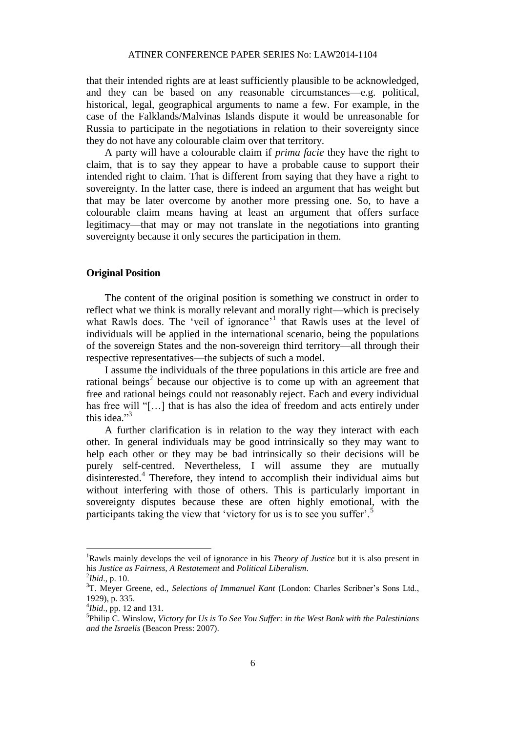that their intended rights are at least sufficiently plausible to be acknowledged, and they can be based on any reasonable circumstances—e.g. political, historical, legal, geographical arguments to name a few. For example, in the case of the Falklands/Malvinas Islands dispute it would be unreasonable for Russia to participate in the negotiations in relation to their sovereignty since they do not have any colourable claim over that territory.

A party will have a colourable claim if *prima facie* they have the right to claim, that is to say they appear to have a probable cause to support their intended right to claim. That is different from saying that they have a right to sovereignty. In the latter case, there is indeed an argument that has weight but that may be later overcome by another more pressing one. So, to have a colourable claim means having at least an argument that offers surface legitimacy—that may or may not translate in the negotiations into granting sovereignty because it only secures the participation in them.

## Original Position

The content of the original position is something we construct in order to reflect what we think is morally relevant and morally right—which is precisely what Rawls does. The 'veil of ignorance'[1] that Rawls uses at the level of individuals will be applied in the international scenario, being the populations of the sovereign States and the non-sovereign third territory—all through their respective representatives—the subjects of such a model.

I assume the individuals of the three populations in this article are free and rational beings[2] because our objective is to come up with an agreement that free and rational beings could not reasonably reject. Each and every individual has free will "[…] that is has also the idea of freedom and acts entirely under this idea."[3]

A further clarification is in relation to the way they interact with each other. In general individuals may be good intrinsically so they may want to help each other or they may be bad intrinsically so their decisions will be purely self-centred. Nevertheless, I will assume they are mutually disinterested.[4] Therefore, they intend to accomplish their individual aims but without interfering with those of others. This is particularly important in sovereignty disputes because these are often highly emotional, with the participants taking the view that 'victory for us is to see you suffer'.[5]

---

[1]Rawls mainly develops the veil of ignorance in his *Theory of Justice* but it is also present in his *Justice as Fairness, A Restatement* and *Political Liberalism*.

[2]*Ibid*., p. 10.

[3]T. Meyer Greene, ed., *Selections of Immanuel Kant* (London: Charles Scribner's Sons Ltd., 1929), p. 335.

[4]*Ibid*., pp. 12 and 131.

[5]Philip C. Winslow, *Victory for Us is To See You Suffer: in the West Bank with the Palestinians and the Israelis* (Beacon Press: 2007).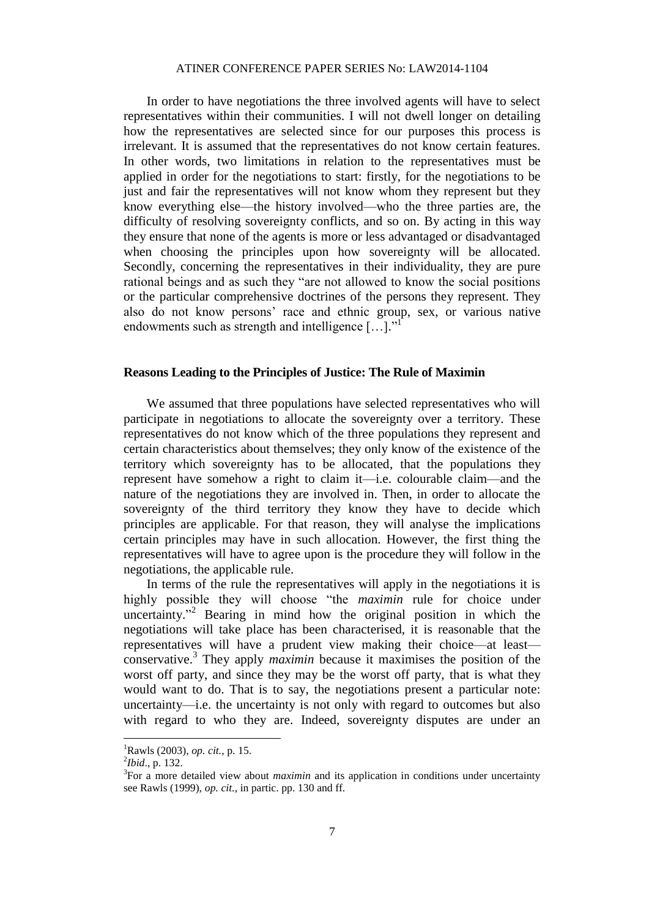In order to have negotiations the three involved agents will have to select representatives within their communities. I will not dwell longer on detailing how the representatives are selected since for our purposes this process is irrelevant. It is assumed that the representatives do not know certain features. In other words, two limitations in relation to the representatives must be applied in order for the negotiations to start: firstly, for the negotiations to be just and fair the representatives will not know whom they represent but they know everything else—the history involved—who the three parties are, the difficulty of resolving sovereignty conflicts, and so on. By acting in this way they ensure that none of the agents is more or less advantaged or disadvantaged when choosing the principles upon how sovereignty will be allocated. Secondly, concerning the representatives in their individuality, they are pure rational beings and as such they "are not allowed to know the social positions or the particular comprehensive doctrines of the persons they represent. They also do not know persons' race and ethnic group, sex, or various native endowments such as strength and intelligence […]."[1]

## Reasons Leading to the Principles of Justice: The Rule of Maximin

We assumed that three populations have selected representatives who will participate in negotiations to allocate the sovereignty over a territory. These representatives do not know which of the three populations they represent and certain characteristics about themselves; they only know of the existence of the territory which sovereignty has to be allocated, that the populations they represent have somehow a right to claim it—i.e. colourable claim—and the nature of the negotiations they are involved in. Then, in order to allocate the sovereignty of the third territory they know they have to decide which principles are applicable. For that reason, they will analyse the implications certain principles may have in such allocation. However, the first thing the representatives will have to agree upon is the procedure they will follow in the negotiations, the applicable rule.

In terms of the rule the representatives will apply in the negotiations it is highly possible they will choose "the *maximin* rule for choice under uncertainty."[2] Bearing in mind how the original position in which the negotiations will take place has been characterised, it is reasonable that the representatives will have a prudent view making their choice—at least—conservative.[3] They apply *maximin* because it maximises the position of the worst off party, and since they may be the worst off party, that is what they would want to do. That is to say, the negotiations present a particular note: uncertainty—i.e. the uncertainty is not only with regard to outcomes but also with regard to who they are. Indeed, sovereignty disputes are under an

---

[1] Rawls (2003), *op. cit.*, p. 15.

[2] *Ibid*., p. 132.

[3] For a more detailed view about *maximin* and its application in conditions under uncertainty see Rawls (1999), *op. cit.*, in partic. pp. 130 and ff.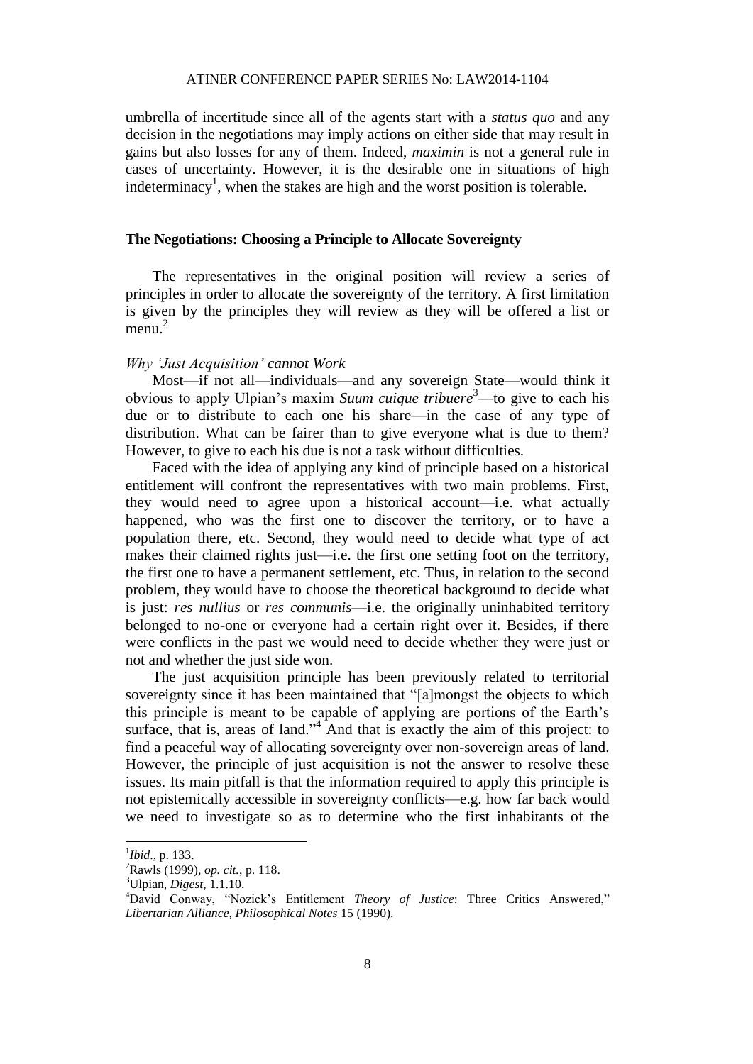umbrella of incertitude since all of the agents start with a *status quo* and any decision in the negotiations may imply actions on either side that may result in gains but also losses for any of them. Indeed, *maximin* is not a general rule in cases of uncertainty. However, it is the desirable one in situations of high indeterminacy[1], when the stakes are high and the worst position is tolerable.

## The Negotiations: Choosing a Principle to Allocate Sovereignty

The representatives in the original position will review a series of principles in order to allocate the sovereignty of the territory. A first limitation is given by the principles they will review as they will be offered a list or menu.[2]

### *Why 'Just Acquisition' cannot Work*

Most—if not all—individuals—and any sovereign State—would think it obvious to apply Ulpian's maxim *Suum cuique tribuere*[3]—to give to each his due or to distribute to each one his share—in the case of any type of distribution. What can be fairer than to give everyone what is due to them? However, to give to each his due is not a task without difficulties.

Faced with the idea of applying any kind of principle based on a historical entitlement will confront the representatives with two main problems. First, they would need to agree upon a historical account—i.e. what actually happened, who was the first one to discover the territory, or to have a population there, etc. Second, they would need to decide what type of act makes their claimed rights just—i.e. the first one setting foot on the territory, the first one to have a permanent settlement, etc. Thus, in relation to the second problem, they would have to choose the theoretical background to decide what is just: *res nullius* or *res communis*—i.e. the originally uninhabited territory belonged to no-one or everyone had a certain right over it. Besides, if there were conflicts in the past we would need to decide whether they were just or not and whether the just side won.

The just acquisition principle has been previously related to territorial sovereignty since it has been maintained that "[a]mongst the objects to which this principle is meant to be capable of applying are portions of the Earth's surface, that is, areas of land."[4] And that is exactly the aim of this project: to find a peaceful way of allocating sovereignty over non-sovereign areas of land. However, the principle of just acquisition is not the answer to resolve these issues. Its main pitfall is that the information required to apply this principle is not epistemically accessible in sovereignty conflicts—e.g. how far back would we need to investigate so as to determine who the first inhabitants of the

---

[1] *Ibid*., p. 133.

[2] Rawls (1999), *op. cit.*, p. 118.

[3] Ulpian, *Digest*, 1.1.10.

[4] David Conway, "Nozick's Entitlement *Theory of Justice*: Three Critics Answered," *Libertarian Alliance, Philosophical Notes* 15 (1990).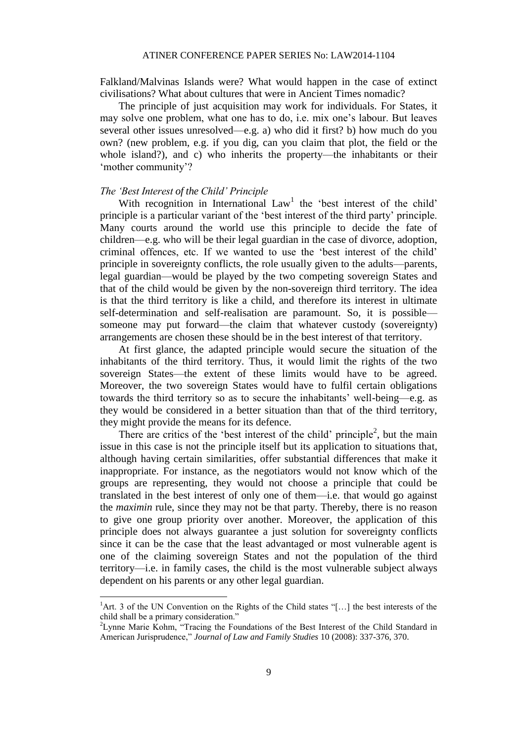Falkland/Malvinas Islands were? What would happen in the case of extinct civilisations? What about cultures that were in Ancient Times nomadic?

The principle of just acquisition may work for individuals. For States, it may solve one problem, what one has to do, i.e. mix one's labour. But leaves several other issues unresolved—e.g. a) who did it first? b) how much do you own? (new problem, e.g. if you dig, can you claim that plot, the field or the whole island?), and c) who inherits the property—the inhabitants or their 'mother community'?

### *The 'Best Interest of the Child' Principle*

With recognition in International Law[1] the 'best interest of the child' principle is a particular variant of the 'best interest of the third party' principle. Many courts around the world use this principle to decide the fate of children—e.g. who will be their legal guardian in the case of divorce, adoption, criminal offences, etc. If we wanted to use the 'best interest of the child' principle in sovereignty conflicts, the role usually given to the adults—parents, legal guardian—would be played by the two competing sovereign States and that of the child would be given by the non-sovereign third territory. The idea is that the third territory is like a child, and therefore its interest in ultimate self-determination and self-realisation are paramount. So, it is possible—someone may put forward—the claim that whatever custody (sovereignty) arrangements are chosen these should be in the best interest of that territory.

At first glance, the adapted principle would secure the situation of the inhabitants of the third territory. Thus, it would limit the rights of the two sovereign States—the extent of these limits would have to be agreed. Moreover, the two sovereign States would have to fulfil certain obligations towards the third territory so as to secure the inhabitants' well-being—e.g. as they would be considered in a better situation than that of the third territory, they might provide the means for its defence.

There are critics of the 'best interest of the child' principle[2], but the main issue in this case is not the principle itself but its application to situations that, although having certain similarities, offer substantial differences that make it inappropriate. For instance, as the negotiators would not know which of the groups are representing, they would not choose a principle that could be translated in the best interest of only one of them—i.e. that would go against the *maximin* rule, since they may not be that party. Thereby, there is no reason to give one group priority over another. Moreover, the application of this principle does not always guarantee a just solution for sovereignty conflicts since it can be the case that the least advantaged or most vulnerable agent is one of the claiming sovereign States and not the population of the third territory—i.e. in family cases, the child is the most vulnerable subject always dependent on his parents or any other legal guardian.

---

[1] Art. 3 of the UN Convention on the Rights of the Child states "[…] the best interests of the child shall be a primary consideration."

[2] Lynne Marie Kohm, "Tracing the Foundations of the Best Interest of the Child Standard in American Jurisprudence," *Journal of Law and Family Studies* 10 (2008): 337-376, 370.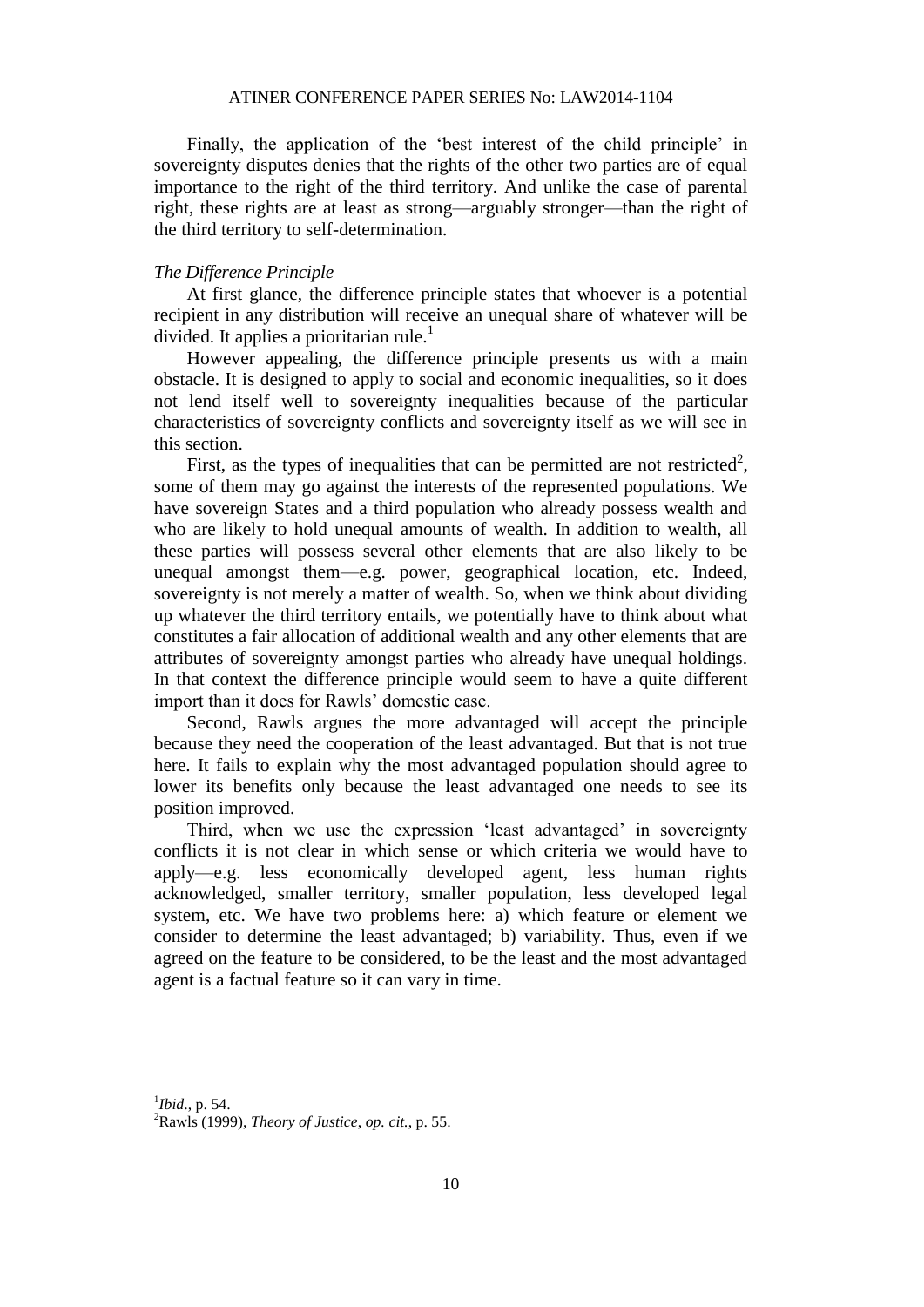Finally, the application of the 'best interest of the child principle' in sovereignty disputes denies that the rights of the other two parties are of equal importance to the right of the third territory. And unlike the case of parental right, these rights are at least as strong—arguably stronger—than the right of the third territory to self-determination.

*The Difference Principle*

At first glance, the difference principle states that whoever is a potential recipient in any distribution will receive an unequal share of whatever will be divided. It applies a prioritarian rule.[1]

However appealing, the difference principle presents us with a main obstacle. It is designed to apply to social and economic inequalities, so it does not lend itself well to sovereignty inequalities because of the particular characteristics of sovereignty conflicts and sovereignty itself as we will see in this section.

First, as the types of inequalities that can be permitted are not restricted[2], some of them may go against the interests of the represented populations. We have sovereign States and a third population who already possess wealth and who are likely to hold unequal amounts of wealth. In addition to wealth, all these parties will possess several other elements that are also likely to be unequal amongst them—e.g. power, geographical location, etc. Indeed, sovereignty is not merely a matter of wealth. So, when we think about dividing up whatever the third territory entails, we potentially have to think about what constitutes a fair allocation of additional wealth and any other elements that are attributes of sovereignty amongst parties who already have unequal holdings. In that context the difference principle would seem to have a quite different import than it does for Rawls' domestic case.

Second, Rawls argues the more advantaged will accept the principle because they need the cooperation of the least advantaged. But that is not true here. It fails to explain why the most advantaged population should agree to lower its benefits only because the least advantaged one needs to see its position improved.

Third, when we use the expression 'least advantaged' in sovereignty conflicts it is not clear in which sense or which criteria we would have to apply—e.g. less economically developed agent, less human rights acknowledged, smaller territory, smaller population, less developed legal system, etc. We have two problems here: a) which feature or element we consider to determine the least advantaged; b) variability. Thus, even if we agreed on the feature to be considered, to be the least and the most advantaged agent is a factual feature so it can vary in time.

---

[1] *Ibid*., p. 54.

[2] Rawls (1999), *Theory of Justice*, *op. cit.*, p. 55.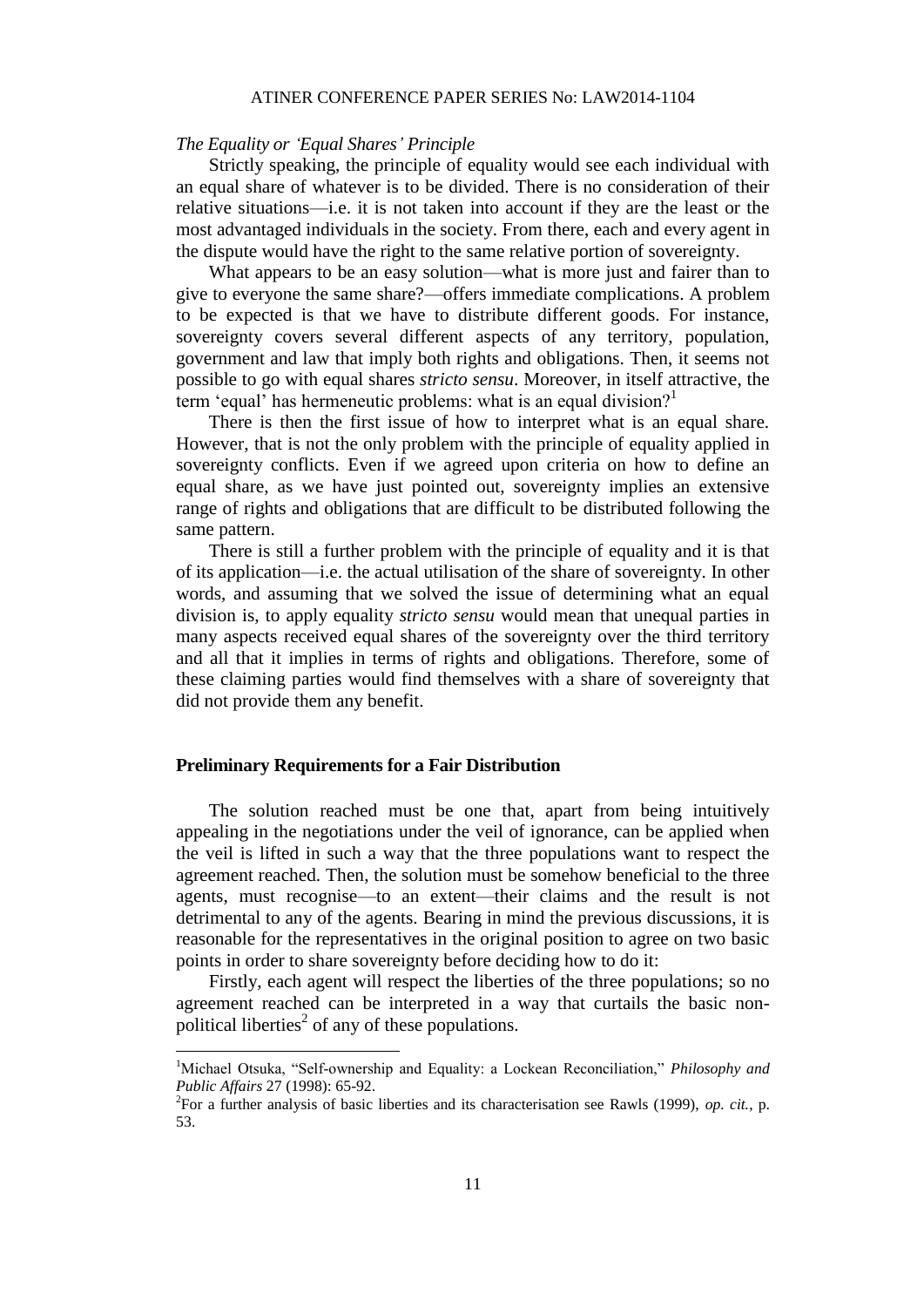*The Equality or 'Equal Shares' Principle*

Strictly speaking, the principle of equality would see each individual with an equal share of whatever is to be divided. There is no consideration of their relative situations—i.e. it is not taken into account if they are the least or the most advantaged individuals in the society. From there, each and every agent in the dispute would have the right to the same relative portion of sovereignty.

What appears to be an easy solution—what is more just and fairer than to give to everyone the same share?—offers immediate complications. A problem to be expected is that we have to distribute different goods. For instance, sovereignty covers several different aspects of any territory, population, government and law that imply both rights and obligations. Then, it seems not possible to go with equal shares *stricto sensu*. Moreover, in itself attractive, the term 'equal' has hermeneutic problems: what is an equal division?[1]

There is then the first issue of how to interpret what is an equal share. However, that is not the only problem with the principle of equality applied in sovereignty conflicts. Even if we agreed upon criteria on how to define an equal share, as we have just pointed out, sovereignty implies an extensive range of rights and obligations that are difficult to be distributed following the same pattern.

There is still a further problem with the principle of equality and it is that of its application—i.e. the actual utilisation of the share of sovereignty. In other words, and assuming that we solved the issue of determining what an equal division is, to apply equality *stricto sensu* would mean that unequal parties in many aspects received equal shares of the sovereignty over the third territory and all that it implies in terms of rights and obligations. Therefore, some of these claiming parties would find themselves with a share of sovereignty that did not provide them any benefit.

## Preliminary Requirements for a Fair Distribution

The solution reached must be one that, apart from being intuitively appealing in the negotiations under the veil of ignorance, can be applied when the veil is lifted in such a way that the three populations want to respect the agreement reached. Then, the solution must be somehow beneficial to the three agents, must recognise—to an extent—their claims and the result is not detrimental to any of the agents. Bearing in mind the previous discussions, it is reasonable for the representatives in the original position to agree on two basic points in order to share sovereignty before deciding how to do it:

Firstly, each agent will respect the liberties of the three populations; so no agreement reached can be interpreted in a way that curtails the basic non-political liberties[2] of any of these populations.

---

[1]Michael Otsuka, "Self-ownership and Equality: a Lockean Reconciliation," *Philosophy and Public Affairs* 27 (1998): 65-92.

[2]For a further analysis of basic liberties and its characterisation see Rawls (1999), *op. cit.*, p. 53.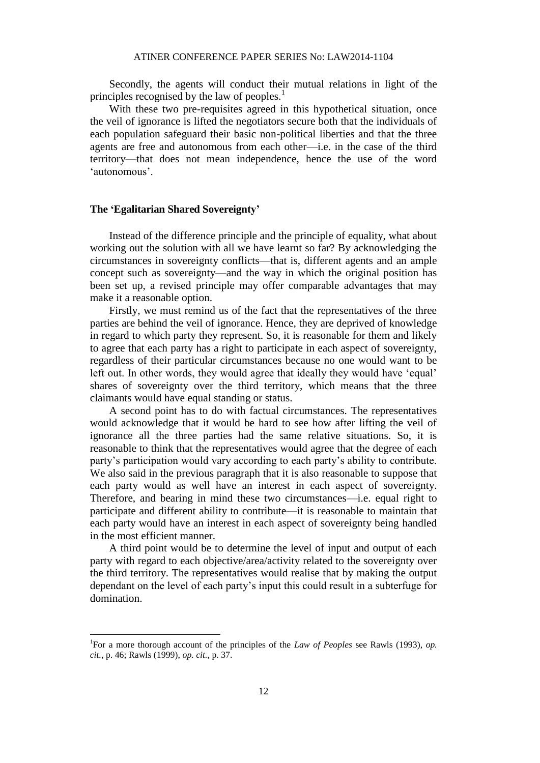Secondly, the agents will conduct their mutual relations in light of the principles recognised by the law of peoples.[1]

With these two pre-requisites agreed in this hypothetical situation, once the veil of ignorance is lifted the negotiators secure both that the individuals of each population safeguard their basic non-political liberties and that the three agents are free and autonomous from each other—i.e. in the case of the third territory—that does not mean independence, hence the use of the word 'autonomous'.

## The 'Egalitarian Shared Sovereignty'

Instead of the difference principle and the principle of equality, what about working out the solution with all we have learnt so far? By acknowledging the circumstances in sovereignty conflicts—that is, different agents and an ample concept such as sovereignty—and the way in which the original position has been set up, a revised principle may offer comparable advantages that may make it a reasonable option.

Firstly, we must remind us of the fact that the representatives of the three parties are behind the veil of ignorance. Hence, they are deprived of knowledge in regard to which party they represent. So, it is reasonable for them and likely to agree that each party has a right to participate in each aspect of sovereignty, regardless of their particular circumstances because no one would want to be left out. In other words, they would agree that ideally they would have 'equal' shares of sovereignty over the third territory, which means that the three claimants would have equal standing or status.

A second point has to do with factual circumstances. The representatives would acknowledge that it would be hard to see how after lifting the veil of ignorance all the three parties had the same relative situations. So, it is reasonable to think that the representatives would agree that the degree of each party's participation would vary according to each party's ability to contribute. We also said in the previous paragraph that it is also reasonable to suppose that each party would as well have an interest in each aspect of sovereignty. Therefore, and bearing in mind these two circumstances—i.e. equal right to participate and different ability to contribute—it is reasonable to maintain that each party would have an interest in each aspect of sovereignty being handled in the most efficient manner.

A third point would be to determine the level of input and output of each party with regard to each objective/area/activity related to the sovereignty over the third territory. The representatives would realise that by making the output dependant on the level of each party's input this could result in a subterfuge for domination.

---

[1] For a more thorough account of the principles of the *Law of Peoples* see Rawls (1993), *op. cit.*, p. 46; Rawls (1999), *op. cit.*, p. 37.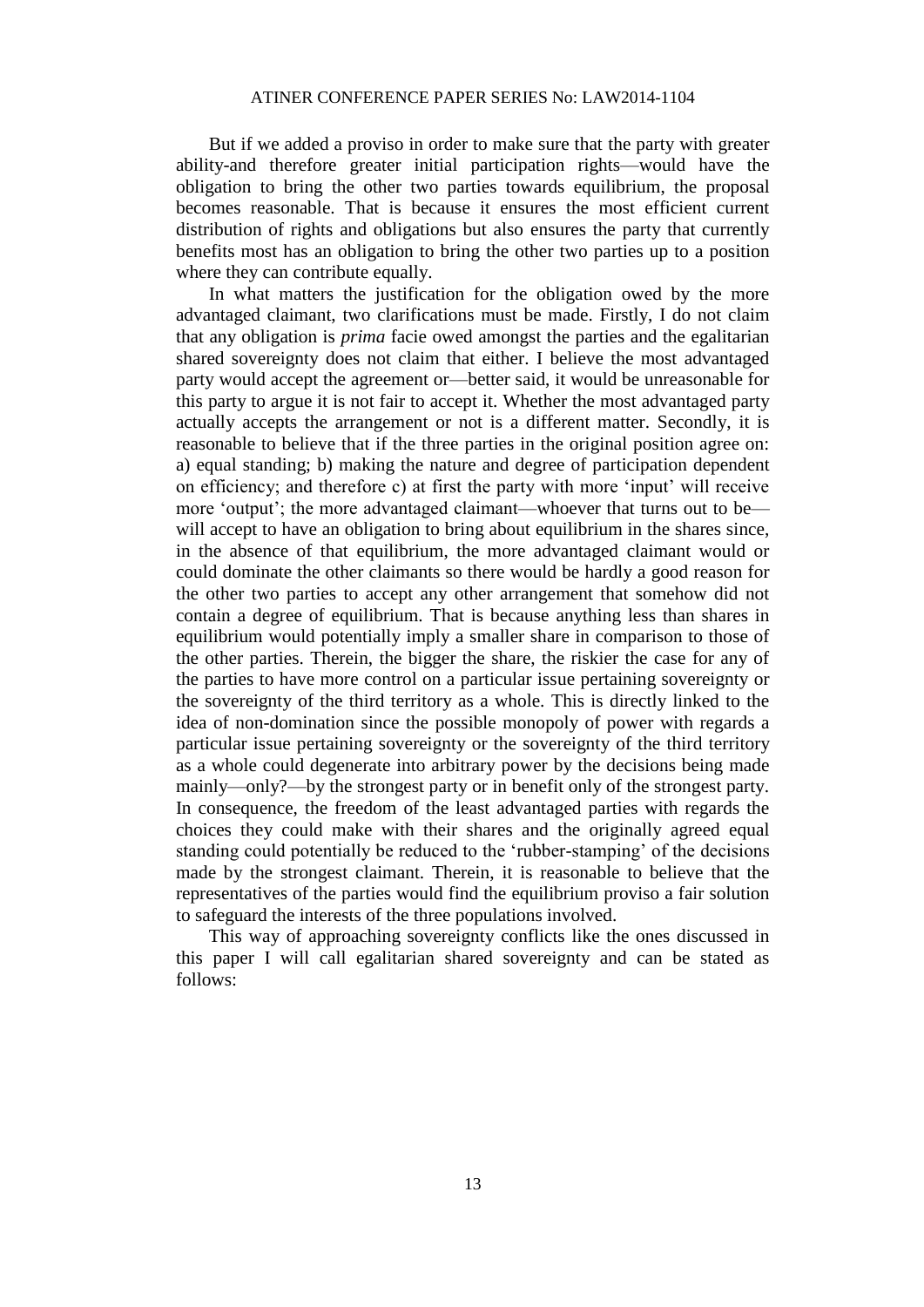But if we added a proviso in order to make sure that the party with greater ability-and therefore greater initial participation rights—would have the obligation to bring the other two parties towards equilibrium, the proposal becomes reasonable. That is because it ensures the most efficient current distribution of rights and obligations but also ensures the party that currently benefits most has an obligation to bring the other two parties up to a position where they can contribute equally.

In what matters the justification for the obligation owed by the more advantaged claimant, two clarifications must be made. Firstly, I do not claim that any obligation is *prima* facie owed amongst the parties and the egalitarian shared sovereignty does not claim that either. I believe the most advantaged party would accept the agreement or—better said, it would be unreasonable for this party to argue it is not fair to accept it. Whether the most advantaged party actually accepts the arrangement or not is a different matter. Secondly, it is reasonable to believe that if the three parties in the original position agree on: a) equal standing; b) making the nature and degree of participation dependent on efficiency; and therefore c) at first the party with more 'input' will receive more 'output'; the more advantaged claimant—whoever that turns out to be—will accept to have an obligation to bring about equilibrium in the shares since, in the absence of that equilibrium, the more advantaged claimant would or could dominate the other claimants so there would be hardly a good reason for the other two parties to accept any other arrangement that somehow did not contain a degree of equilibrium. That is because anything less than shares in equilibrium would potentially imply a smaller share in comparison to those of the other parties. Therein, the bigger the share, the riskier the case for any of the parties to have more control on a particular issue pertaining sovereignty or the sovereignty of the third territory as a whole. This is directly linked to the idea of non-domination since the possible monopoly of power with regards a particular issue pertaining sovereignty or the sovereignty of the third territory as a whole could degenerate into arbitrary power by the decisions being made mainly—only?—by the strongest party or in benefit only of the strongest party. In consequence, the freedom of the least advantaged parties with regards the choices they could make with their shares and the originally agreed equal standing could potentially be reduced to the 'rubber-stamping' of the decisions made by the strongest claimant. Therein, it is reasonable to believe that the representatives of the parties would find the equilibrium proviso a fair solution to safeguard the interests of the three populations involved.

This way of approaching sovereignty conflicts like the ones discussed in this paper I will call egalitarian shared sovereignty and can be stated as follows: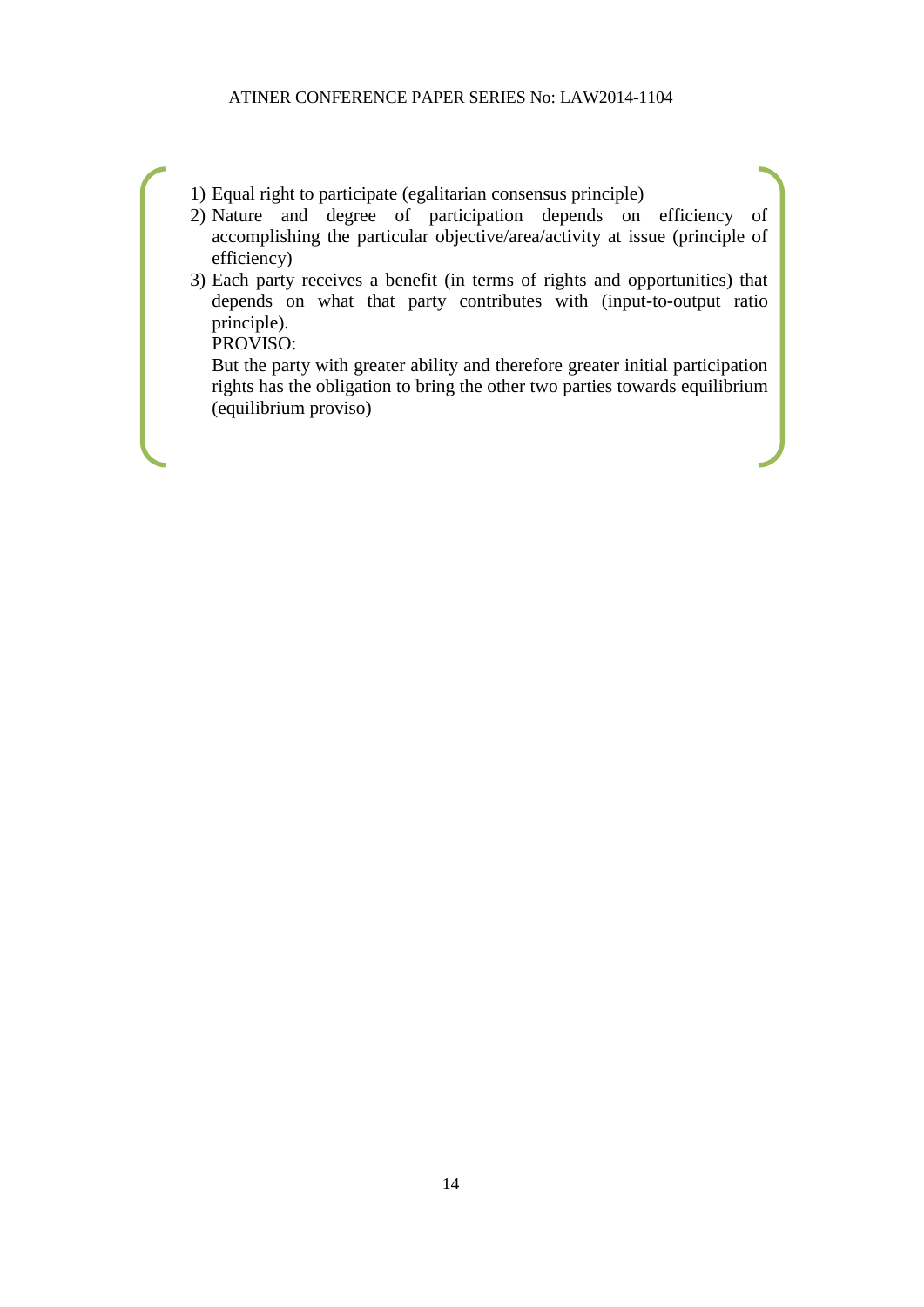1) Equal right to participate (egalitarian consensus principle)
2) Nature and degree of participation depends on efficiency of accomplishing the particular objective/area/activity at issue (principle of efficiency)
3) Each party receives a benefit (in terms of rights and opportunities) that depends on what that party contributes with (input-to-output ratio principle).
   PROVISO:
   But the party with greater ability and therefore greater initial participation rights has the obligation to bring the other two parties towards equilibrium (equilibrium proviso)